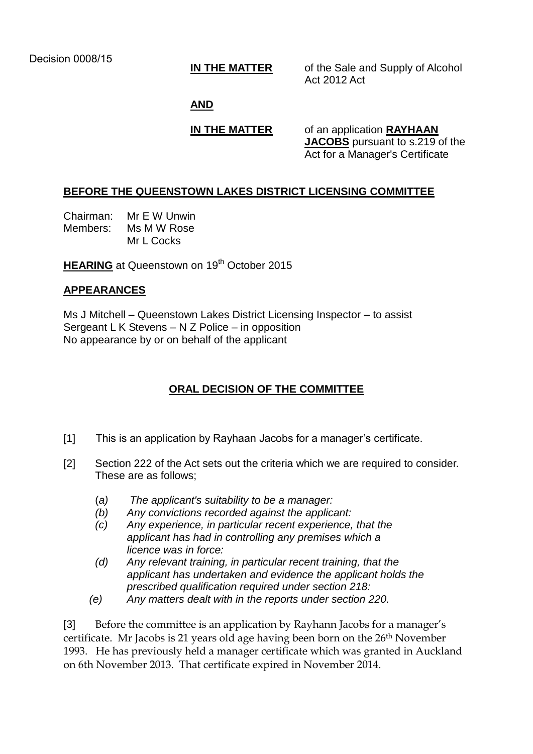Decision 0008/15

**IN THE MATTER** of the Sale and Supply of Alcohol Act 2012 Act

**AND**

**IN THE MATTER** of an application **RAYHAAN JACOBS** pursuant to s.219 of the Act for a Manager's Certificate

## BEFORE THE QUEENSTOWN LAKES DISTRICT LICENSING COMMITTEE

Chairman: Mr E W Unwin
Members: Ms M W Rose
Mr L Cocks

**HEARING** at Queenstown on 19th October 2015

## APPEARANCES

Ms J Mitchell – Queenstown Lakes District Licensing Inspector – to assist
Sergeant L K Stevens – N Z Police – in opposition
No appearance by or on behalf of the applicant

## ORAL DECISION OF THE COMMITTEE

[1] This is an application by Rayhaan Jacobs for a manager's certificate.

[2] Section 222 of the Act sets out the criteria which we are required to consider. These are as follows;

(*a*) *The applicant's suitability to be a manager:*
*(b) Any convictions recorded against the applicant:*
*(c) Any experience, in particular recent experience, that the applicant has had in controlling any premises which a licence was in force:*
*(d) Any relevant training, in particular recent training, that the applicant has undertaken and evidence the applicant holds the prescribed qualification required under section 218:*
*(e) Any matters dealt with in the reports under section 220.*

[3] Before the committee is an application by Rayhann Jacobs for a manager's certificate. Mr Jacobs is 21 years old age having been born on the 26th November 1993. He has previously held a manager certificate which was granted in Auckland on 6th November 2013. That certificate expired in November 2014.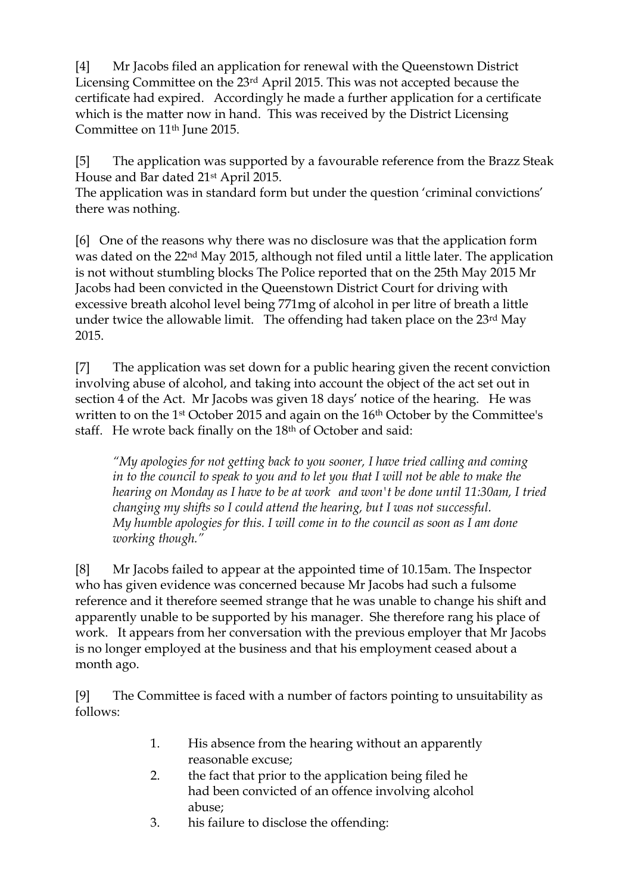[4] Mr Jacobs filed an application for renewal with the Queenstown District Licensing Committee on the 23rd April 2015. This was not accepted because the certificate had expired. Accordingly he made a further application for a certificate which is the matter now in hand. This was received by the District Licensing Committee on 11th June 2015.

[5] The application was supported by a favourable reference from the Brazz Steak House and Bar dated 21st April 2015.
The application was in standard form but under the question 'criminal convictions' there was nothing.

[6] One of the reasons why there was no disclosure was that the application form was dated on the 22nd May 2015, although not filed until a little later. The application is not without stumbling blocks The Police reported that on the 25th May 2015 Mr Jacobs had been convicted in the Queenstown District Court for driving with excessive breath alcohol level being 771mg of alcohol in per litre of breath a little under twice the allowable limit. The offending had taken place on the 23rd May 2015.

[7] The application was set down for a public hearing given the recent conviction involving abuse of alcohol, and taking into account the object of the act set out in section 4 of the Act. Mr Jacobs was given 18 days' notice of the hearing. He was written to on the 1st October 2015 and again on the 16th October by the Committee's staff. He wrote back finally on the 18th of October and said:

> *"My apologies for not getting back to you sooner, I have tried calling and coming in to the council to speak to you and to let you that I will not be able to make the hearing on Monday as I have to be at work and won't be done until 11:30am, I tried changing my shifts so I could attend the hearing, but I was not successful. My humble apologies for this. I will come in to the council as soon as I am done working though."*

[8] Mr Jacobs failed to appear at the appointed time of 10.15am. The Inspector who has given evidence was concerned because Mr Jacobs had such a fulsome reference and it therefore seemed strange that he was unable to change his shift and apparently unable to be supported by his manager. She therefore rang his place of work. It appears from her conversation with the previous employer that Mr Jacobs is no longer employed at the business and that his employment ceased about a month ago.

[9] The Committee is faced with a number of factors pointing to unsuitability as follows:

1. His absence from the hearing without an apparently reasonable excuse;
2. the fact that prior to the application being filed he had been convicted of an offence involving alcohol abuse;
3. his failure to disclose the offending: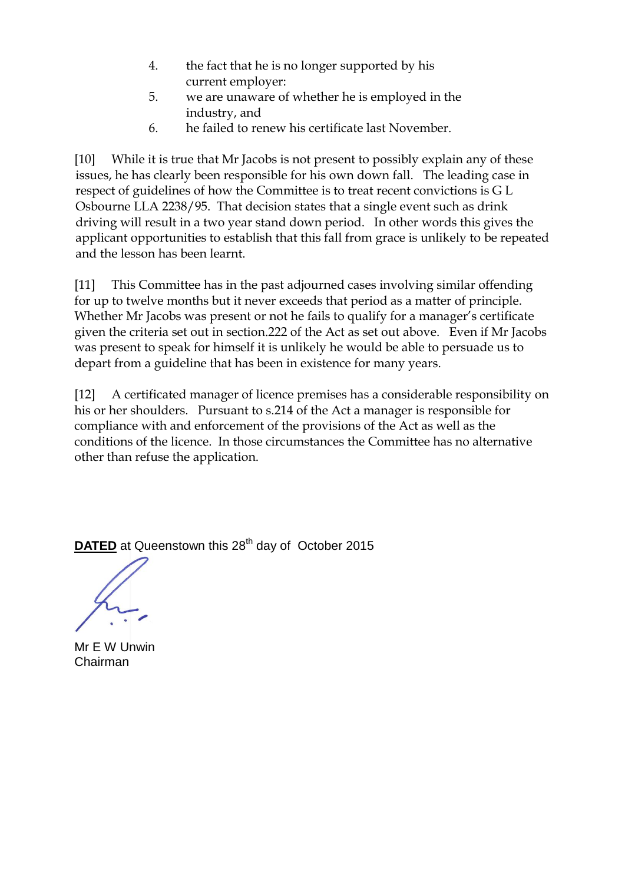4. the fact that he is no longer supported by his current employer:
5. we are unaware of whether he is employed in the industry, and
6. he failed to renew his certificate last November.

[10] While it is true that Mr Jacobs is not present to possibly explain any of these issues, he has clearly been responsible for his own down fall. The leading case in respect of guidelines of how the Committee is to treat recent convictions is G L Osbourne LLA 2238/95. That decision states that a single event such as drink driving will result in a two year stand down period. In other words this gives the applicant opportunities to establish that this fall from grace is unlikely to be repeated and the lesson has been learnt.

[11] This Committee has in the past adjourned cases involving similar offending for up to twelve months but it never exceeds that period as a matter of principle. Whether Mr Jacobs was present or not he fails to qualify for a manager's certificate given the criteria set out in section.222 of the Act as set out above. Even if Mr Jacobs was present to speak for himself it is unlikely he would be able to persuade us to depart from a guideline that has been in existence for many years.

[12] A certificated manager of licence premises has a considerable responsibility on his or her shoulders. Pursuant to s.214 of the Act a manager is responsible for compliance with and enforcement of the provisions of the Act as well as the conditions of the licence. In those circumstances the Committee has no alternative other than refuse the application.

**DATED** at Queenstown this 28th day of October 2015

Mr E W Unwin
Chairman